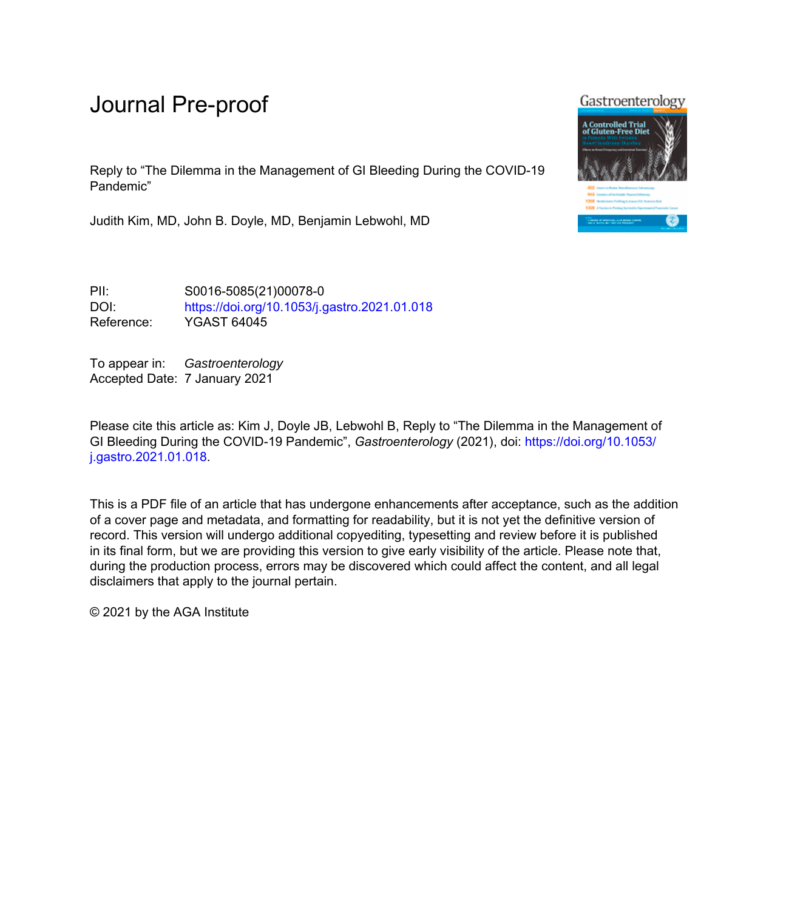# Journal Pre-proof

Reply to “The Dilemma in the Management of GI Bleeding During the COVID-19 Pandemic”

Judith Kim, MD, John B. Doyle, MD, Benjamin Lebwohl, MD

PII: S0016-5085(21)00078-0

DOI: https://doi.org/10.1053/j.gastro.2021.01.018

Reference: YGAST 64045

To appear in: *Gastroenterology*

Accepted Date: 7 January 2021

Please cite this article as: Kim J, Doyle JB, Lebwohl B, Reply to “The Dilemma in the Management of GI Bleeding During the COVID-19 Pandemic”, *Gastroenterology* (2021), doi: https://doi.org/10.1053/j.gastro.2021.01.018.

This is a PDF file of an article that has undergone enhancements after acceptance, such as the addition of a cover page and metadata, and formatting for readability, but it is not yet the definitive version of record. This version will undergo additional copyediting, typesetting and review before it is published in its final form, but we are providing this version to give early visibility of the article. Please note that, during the production process, errors may be discovered which could affect the content, and all legal disclaimers that apply to the journal pertain.

© 2021 by the AGA Institute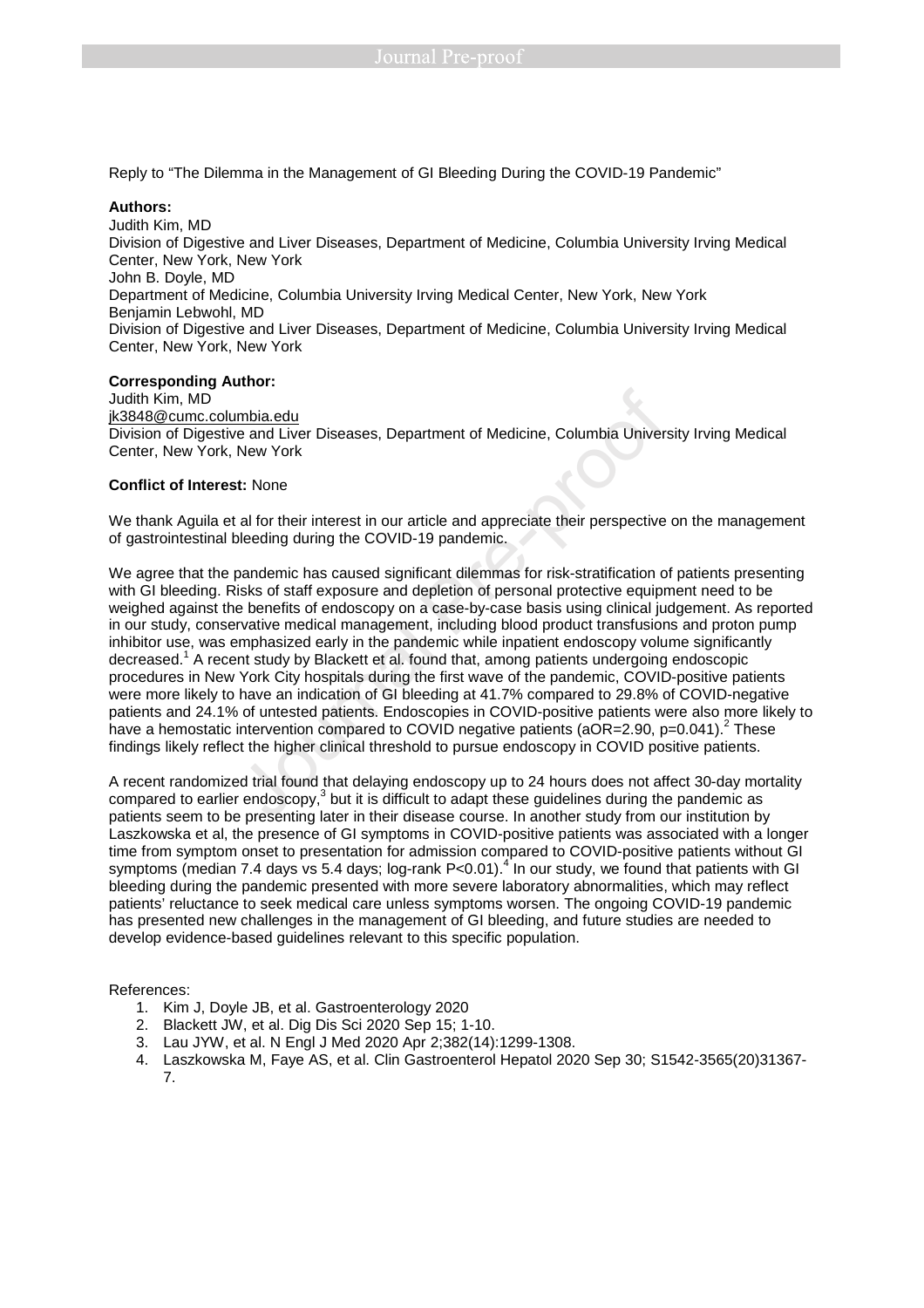Reply to "The Dilemma in the Management of GI Bleeding During the COVID-19 Pandemic"

**Authors:**
Judith Kim, MD
Division of Digestive and Liver Diseases, Department of Medicine, Columbia University Irving Medical Center, New York, New York
John B. Doyle, MD
Department of Medicine, Columbia University Irving Medical Center, New York, New York
Benjamin Lebwohl, MD
Division of Digestive and Liver Diseases, Department of Medicine, Columbia University Irving Medical Center, New York, New York

**Corresponding Author:**
Judith Kim, MD
jk3848@cumc.columbia.edu
Division of Digestive and Liver Diseases, Department of Medicine, Columbia University Irving Medical Center, New York, New York

**Conflict of Interest:** None

We thank Aguila et al for their interest in our article and appreciate their perspective on the management of gastrointestinal bleeding during the COVID-19 pandemic.

We agree that the pandemic has caused significant dilemmas for risk-stratification of patients presenting with GI bleeding. Risks of staff exposure and depletion of personal protective equipment need to be weighed against the benefits of endoscopy on a case-by-case basis using clinical judgement. As reported in our study, conservative medical management, including blood product transfusions and proton pump inhibitor use, was emphasized early in the pandemic while inpatient endoscopy volume significantly decreased.[1] A recent study by Blackett et al. found that, among patients undergoing endoscopic procedures in New York City hospitals during the first wave of the pandemic, COVID-positive patients were more likely to have an indication of GI bleeding at 41.7% compared to 29.8% of COVID-negative patients and 24.1% of untested patients. Endoscopies in COVID-positive patients were also more likely to have a hemostatic intervention compared to COVID negative patients (aOR=2.90, p=0.041).[2] These findings likely reflect the higher clinical threshold to pursue endoscopy in COVID positive patients.

A recent randomized trial found that delaying endoscopy up to 24 hours does not affect 30-day mortality compared to earlier endoscopy,[3] but it is difficult to adapt these guidelines during the pandemic as patients seem to be presenting later in their disease course. In another study from our institution by Laszkowska et al, the presence of GI symptoms in COVID-positive patients was associated with a longer time from symptom onset to presentation for admission compared to COVID-positive patients without GI symptoms (median 7.4 days vs 5.4 days; log-rank P<0.01).[4] In our study, we found that patients with GI bleeding during the pandemic presented with more severe laboratory abnormalities, which may reflect patients' reluctance to seek medical care unless symptoms worsen. The ongoing COVID-19 pandemic has presented new challenges in the management of GI bleeding, and future studies are needed to develop evidence-based guidelines relevant to this specific population.

References:

1. Kim J, Doyle JB, et al. Gastroenterology 2020
2. Blackett JW, et al. Dig Dis Sci 2020 Sep 15; 1-10.
3. Lau JYW, et al. N Engl J Med 2020 Apr 2;382(14):1299-1308.
4. Laszkowska M, Faye AS, et al. Clin Gastroenterol Hepatol 2020 Sep 30; S1542-3565(20)31367-7.